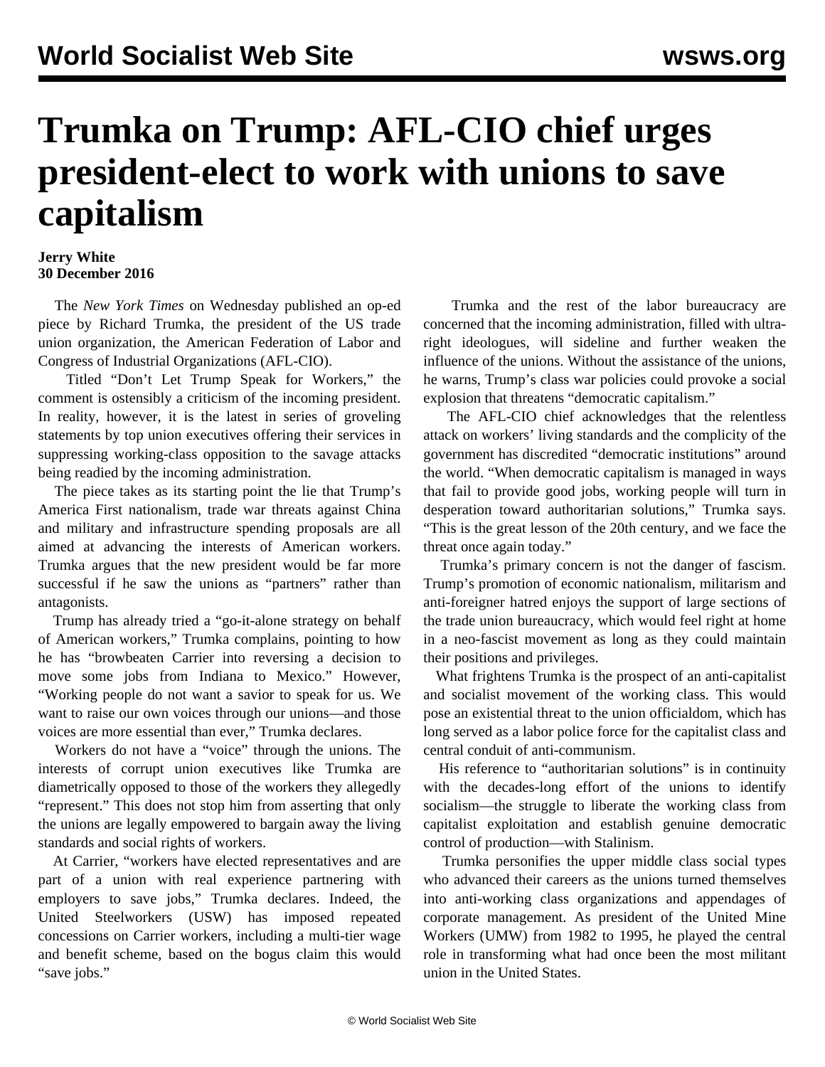# Trumka on Trump: AFL-CIO chief urges president-elect to work with unions to save capitalism

**Jerry White**
**30 December 2016**

The *New York Times* on Wednesday published an op-ed piece by Richard Trumka, the president of the US trade union organization, the American Federation of Labor and Congress of Industrial Organizations (AFL-CIO).

Titled "Don't Let Trump Speak for Workers," the comment is ostensibly a criticism of the incoming president. In reality, however, it is the latest in series of groveling statements by top union executives offering their services in suppressing working-class opposition to the savage attacks being readied by the incoming administration.

The piece takes as its starting point the lie that Trump's America First nationalism, trade war threats against China and military and infrastructure spending proposals are all aimed at advancing the interests of American workers. Trumka argues that the new president would be far more successful if he saw the unions as "partners" rather than antagonists.

Trump has already tried a "go-it-alone strategy on behalf of American workers," Trumka complains, pointing to how he has "browbeaten Carrier into reversing a decision to move some jobs from Indiana to Mexico." However, "Working people do not want a savior to speak for us. We want to raise our own voices through our unions—and those voices are more essential than ever," Trumka declares.

Workers do not have a "voice" through the unions. The interests of corrupt union executives like Trumka are diametrically opposed to those of the workers they allegedly "represent." This does not stop him from asserting that only the unions are legally empowered to bargain away the living standards and social rights of workers.

At Carrier, "workers have elected representatives and are part of a union with real experience partnering with employers to save jobs," Trumka declares. Indeed, the United Steelworkers (USW) has imposed repeated concessions on Carrier workers, including a multi-tier wage and benefit scheme, based on the bogus claim this would "save jobs."

Trumka and the rest of the labor bureaucracy are concerned that the incoming administration, filled with ultra-right ideologues, will sideline and further weaken the influence of the unions. Without the assistance of the unions, he warns, Trump's class war policies could provoke a social explosion that threatens "democratic capitalism."

The AFL-CIO chief acknowledges that the relentless attack on workers' living standards and the complicity of the government has discredited "democratic institutions" around the world. "When democratic capitalism is managed in ways that fail to provide good jobs, working people will turn in desperation toward authoritarian solutions," Trumka says. "This is the great lesson of the 20th century, and we face the threat once again today."

Trumka's primary concern is not the danger of fascism. Trump's promotion of economic nationalism, militarism and anti-foreigner hatred enjoys the support of large sections of the trade union bureaucracy, which would feel right at home in a neo-fascist movement as long as they could maintain their positions and privileges.

What frightens Trumka is the prospect of an anti-capitalist and socialist movement of the working class. This would pose an existential threat to the union officialdom, which has long served as a labor police force for the capitalist class and central conduit of anti-communism.

His reference to "authoritarian solutions" is in continuity with the decades-long effort of the unions to identify socialism—the struggle to liberate the working class from capitalist exploitation and establish genuine democratic control of production—with Stalinism.

Trumka personifies the upper middle class social types who advanced their careers as the unions turned themselves into anti-working class organizations and appendages of corporate management. As president of the United Mine Workers (UMW) from 1982 to 1995, he played the central role in transforming what had once been the most militant union in the United States.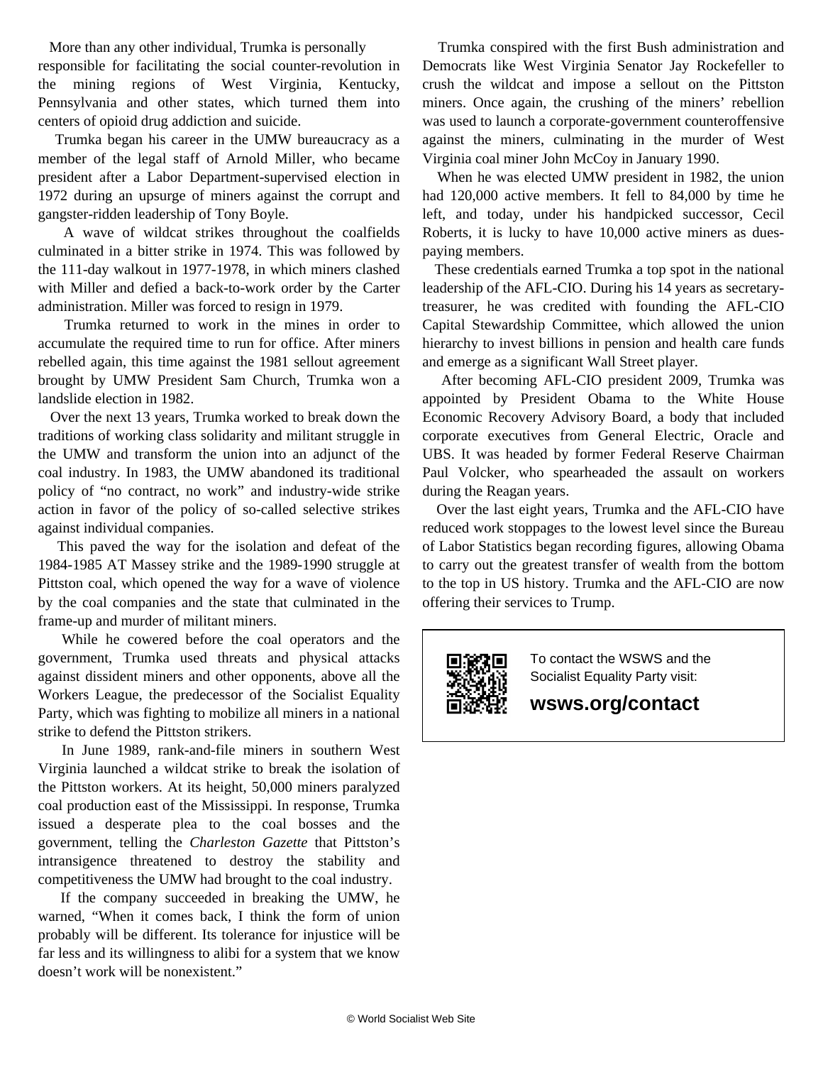More than any other individual, Trumka is personally responsible for facilitating the social counter-revolution in the mining regions of West Virginia, Kentucky, Pennsylvania and other states, which turned them into centers of opioid drug addiction and suicide.

Trumka began his career in the UMW bureaucracy as a member of the legal staff of Arnold Miller, who became president after a Labor Department-supervised election in 1972 during an upsurge of miners against the corrupt and gangster-ridden leadership of Tony Boyle.

A wave of wildcat strikes throughout the coalfields culminated in a bitter strike in 1974. This was followed by the 111-day walkout in 1977-1978, in which miners clashed with Miller and defied a back-to-work order by the Carter administration. Miller was forced to resign in 1979.

Trumka returned to work in the mines in order to accumulate the required time to run for office. After miners rebelled again, this time against the 1981 sellout agreement brought by UMW President Sam Church, Trumka won a landslide election in 1982.

Over the next 13 years, Trumka worked to break down the traditions of working class solidarity and militant struggle in the UMW and transform the union into an adjunct of the coal industry. In 1983, the UMW abandoned its traditional policy of "no contract, no work" and industry-wide strike action in favor of the policy of so-called selective strikes against individual companies.

This paved the way for the isolation and defeat of the 1984-1985 AT Massey strike and the 1989-1990 struggle at Pittston coal, which opened the way for a wave of violence by the coal companies and the state that culminated in the frame-up and murder of militant miners.

While he cowered before the coal operators and the government, Trumka used threats and physical attacks against dissident miners and other opponents, above all the Workers League, the predecessor of the Socialist Equality Party, which was fighting to mobilize all miners in a national strike to defend the Pittston strikers.

In June 1989, rank-and-file miners in southern West Virginia launched a wildcat strike to break the isolation of the Pittston workers. At its height, 50,000 miners paralyzed coal production east of the Mississippi. In response, Trumka issued a desperate plea to the coal bosses and the government, telling the *Charleston Gazette* that Pittston's intransigence threatened to destroy the stability and competitiveness the UMW had brought to the coal industry.

If the company succeeded in breaking the UMW, he warned, "When it comes back, I think the form of union probably will be different. Its tolerance for injustice will be far less and its willingness to alibi for a system that we know doesn't work will be nonexistent."

Trumka conspired with the first Bush administration and Democrats like West Virginia Senator Jay Rockefeller to crush the wildcat and impose a sellout on the Pittston miners. Once again, the crushing of the miners' rebellion was used to launch a corporate-government counteroffensive against the miners, culminating in the murder of West Virginia coal miner John McCoy in January 1990.

When he was elected UMW president in 1982, the union had 120,000 active members. It fell to 84,000 by time he left, and today, under his handpicked successor, Cecil Roberts, it is lucky to have 10,000 active miners as dues-paying members.

These credentials earned Trumka a top spot in the national leadership of the AFL-CIO. During his 14 years as secretary-treasurer, he was credited with founding the AFL-CIO Capital Stewardship Committee, which allowed the union hierarchy to invest billions in pension and health care funds and emerge as a significant Wall Street player.

After becoming AFL-CIO president 2009, Trumka was appointed by President Obama to the White House Economic Recovery Advisory Board, a body that included corporate executives from General Electric, Oracle and UBS. It was headed by former Federal Reserve Chairman Paul Volcker, who spearheaded the assault on workers during the Reagan years.

Over the last eight years, Trumka and the AFL-CIO have reduced work stoppages to the lowest level since the Bureau of Labor Statistics began recording figures, allowing Obama to carry out the greatest transfer of wealth from the bottom to the top in US history. Trumka and the AFL-CIO are now offering their services to Trump.

To contact the WSWS and the Socialist Equality Party visit:

**wsws.org/contact**